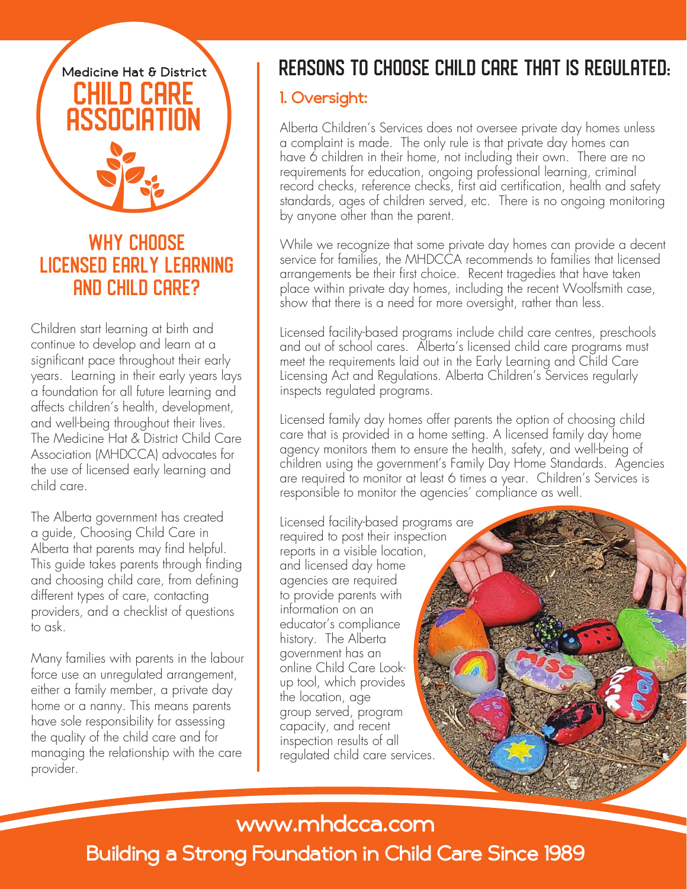Medicine Hat & District

# CHILD CARE ASSOCIATION

## WHY CHOOSE LICENSED EARLY LEARNING AND CHILD CARE?

Children start learning at birth and continue to develop and learn at a significant pace throughout their early years. Learning in their early years lays a foundation for all future learning and affects children's health, development, and well-being throughout their lives. The Medicine Hat & District Child Care Association (MHDCCA) advocates for the use of licensed early learning and child care.

The Alberta government has created a guide, Choosing Child Care in Alberta that parents may find helpful. This guide takes parents through finding and choosing child care, from defining different types of care, contacting providers, and a checklist of questions to ask.

Many families with parents in the labour force use an unregulated arrangement, either a family member, a private day home or a nanny. This means parents have sole responsibility for assessing the quality of the child care and for managing the relationship with the care provider.

## REASONS TO CHOOSE CHILD CARE THAT IS REGULATED:

### 1. Oversight:

Alberta Children's Services does not oversee private day homes unless a complaint is made. The only rule is that private day homes can have 6 children in their home, not including their own. There are no requirements for education, ongoing professional learning, criminal record checks, reference checks, first aid certification, health and safety standards, ages of children served, etc. There is no ongoing monitoring by anyone other than the parent.

While we recognize that some private day homes can provide a decent service for families, the MHDCCA recommends to families that licensed arrangements be their first choice. Recent tragedies that have taken place within private day homes, including the recent Woolfsmith case, show that there is a need for more oversight, rather than less.

Licensed facility-based programs include child care centres, preschools and out of school cares. Alberta's licensed child care programs must meet the requirements laid out in the Early Learning and Child Care Licensing Act and Regulations. Alberta Children's Services regularly inspects regulated programs.

Licensed family day homes offer parents the option of choosing child care that is provided in a home setting. A licensed family day home agency monitors them to ensure the health, safety, and well-being of children using the government's Family Day Home Standards. Agencies are required to monitor at least 6 times a year. Children's Services is responsible to monitor the agencies' compliance as well.

Licensed facility-based programs are required to post their inspection reports in a visible location, and licensed day home agencies are required to provide parents with information on an educator's compliance history. The Alberta government has an online Child Care Look-up tool, which provides the location, age group served, program capacity, and recent inspection results of all regulated child care services.

**www.mhdcca.com**

**Building a Strong Foundation in Child Care Since 1989**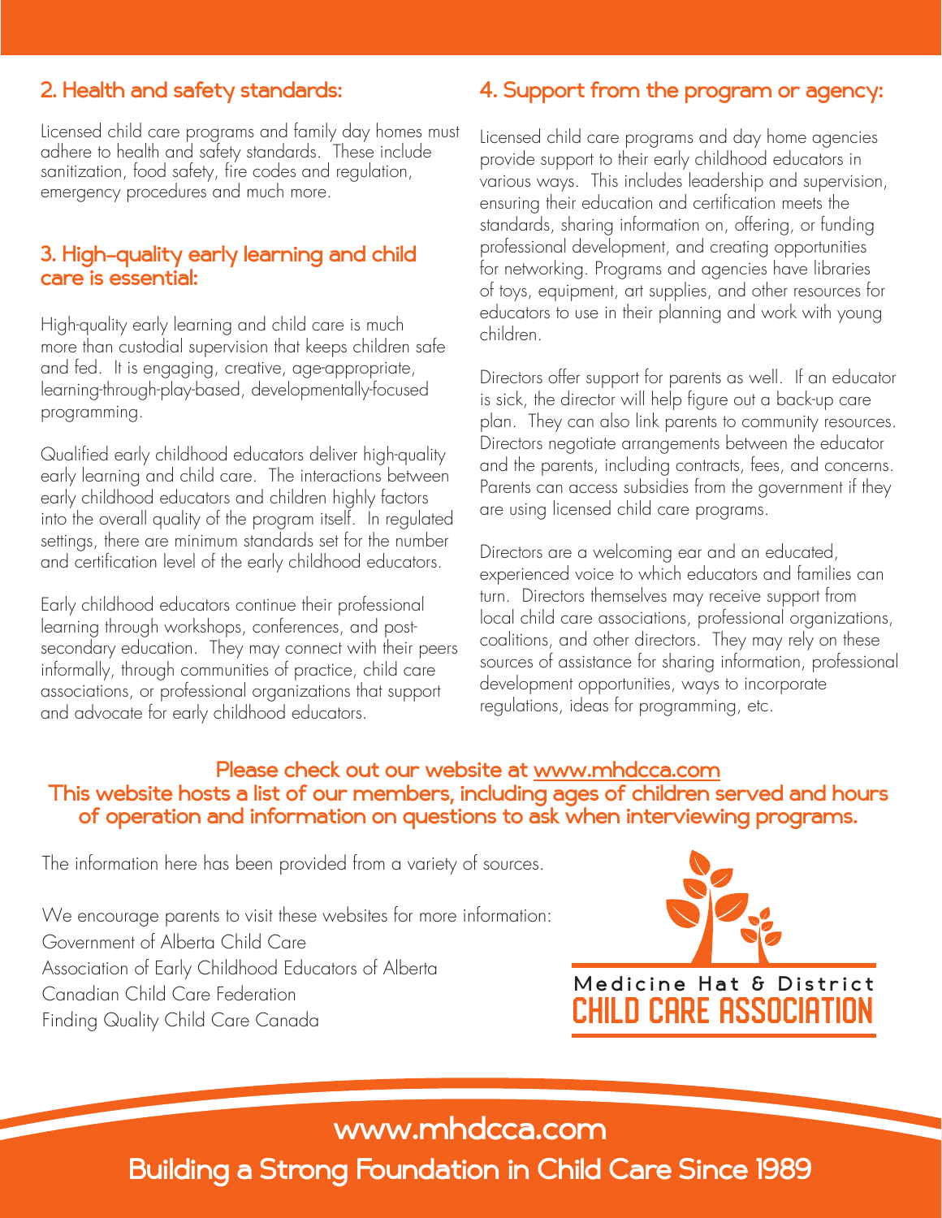## 2. Health and safety standards:

Licensed child care programs and family day homes must adhere to health and safety standards. These include sanitization, food safety, fire codes and regulation, emergency procedures and much more.

## 3. High-quality early learning and child care is essential:

High-quality early learning and child care is much more than custodial supervision that keeps children safe and fed. It is engaging, creative, age-appropriate, learning-through-play-based, developmentally-focused programming.

Qualified early childhood educators deliver high-quality early learning and child care. The interactions between early childhood educators and children highly factors into the overall quality of the program itself. In regulated settings, there are minimum standards set for the number and certification level of the early childhood educators.

Early childhood educators continue their professional learning through workshops, conferences, and post-secondary education. They may connect with their peers informally, through communities of practice, child care associations, or professional organizations that support and advocate for early childhood educators.

## 4. Support from the program or agency:

Licensed child care programs and day home agencies provide support to their early childhood educators in various ways. This includes leadership and supervision, ensuring their education and certification meets the standards, sharing information on, offering, or funding professional development, and creating opportunities for networking. Programs and agencies have libraries of toys, equipment, art supplies, and other resources for educators to use in their planning and work with young children.

Directors offer support for parents as well. If an educator is sick, the director will help figure out a back-up care plan. They can also link parents to community resources. Directors negotiate arrangements between the educator and the parents, including contracts, fees, and concerns. Parents can access subsidies from the government if they are using licensed child care programs.

Directors are a welcoming ear and an educated, experienced voice to which educators and families can turn. Directors themselves may receive support from local child care associations, professional organizations, coalitions, and other directors. They may rely on these sources of assistance for sharing information, professional development opportunities, ways to incorporate regulations, ideas for programming, etc.

**Please check out our website at www.mhdcca.com**
**This website hosts a list of our members, including ages of children served and hours of operation and information on questions to ask when interviewing programs.**

The information here has been provided from a variety of sources.

We encourage parents to visit these websites for more information:
Government of Alberta Child Care
Association of Early Childhood Educators of Alberta
Canadian Child Care Federation
Finding Quality Child Care Canada

Medicine Hat & District
CHILD CARE ASSOCIATION

**www.mhdcca.com**

**Building a Strong Foundation in Child Care Since 1989**